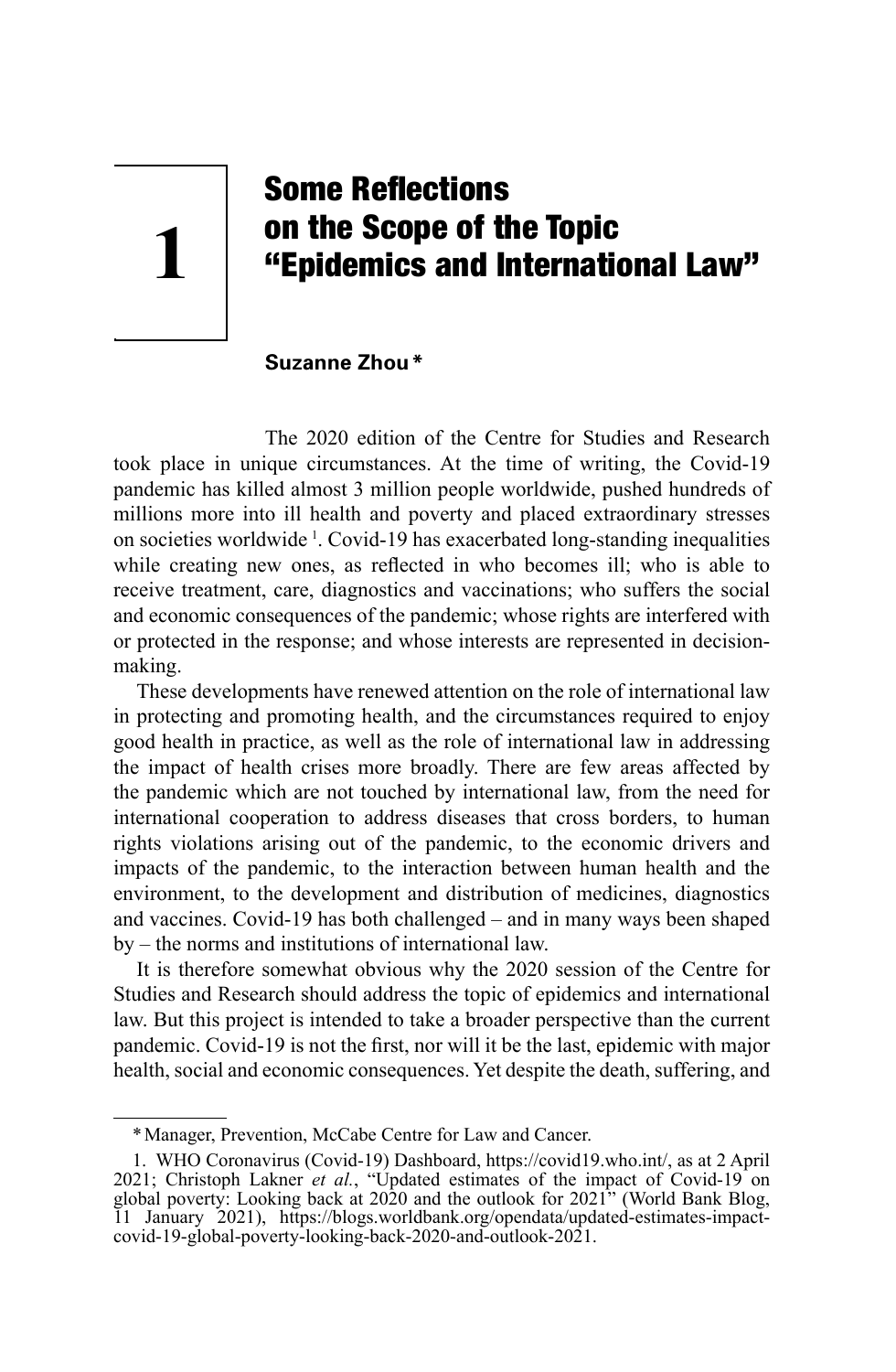# 1 Some Reflections on the Scope of the Topic "Epidemics and International Law"

**Suzanne Zhou***

The 2020 edition of the Centre for Studies and Research took place in unique circumstances. At the time of writing, the Covid-19 pandemic has killed almost 3 million people worldwide, pushed hundreds of millions more into ill health and poverty and placed extraordinary stresses on societies worldwide [1]. Covid-19 has exacerbated long-standing inequalities while creating new ones, as reflected in who becomes ill; who is able to receive treatment, care, diagnostics and vaccinations; who suffers the social and economic consequences of the pandemic; whose rights are interfered with or protected in the response; and whose interests are represented in decision-making.

These developments have renewed attention on the role of international law in protecting and promoting health, and the circumstances required to enjoy good health in practice, as well as the role of international law in addressing the impact of health crises more broadly. There are few areas affected by the pandemic which are not touched by international law, from the need for international cooperation to address diseases that cross borders, to human rights violations arising out of the pandemic, to the economic drivers and impacts of the pandemic, to the interaction between human health and the environment, to the development and distribution of medicines, diagnostics and vaccines. Covid-19 has both challenged – and in many ways been shaped by – the norms and institutions of international law.

It is therefore somewhat obvious why the 2020 session of the Centre for Studies and Research should address the topic of epidemics and international law. But this project is intended to take a broader perspective than the current pandemic. Covid-19 is not the first, nor will it be the last, epidemic with major health, social and economic consequences. Yet despite the death, suffering, and

---

* Manager, Prevention, McCabe Centre for Law and Cancer.

1. WHO Coronavirus (Covid-19) Dashboard, https://covid19.who.int/, as at 2 April 2021; Christoph Lakner *et al.*, "Updated estimates of the impact of Covid-19 on global poverty: Looking back at 2020 and the outlook for 2021" (World Bank Blog, 11 January 2021), https://blogs.worldbank.org/opendata/updated-estimates-impact-covid-19-global-poverty-looking-back-2020-and-outlook-2021.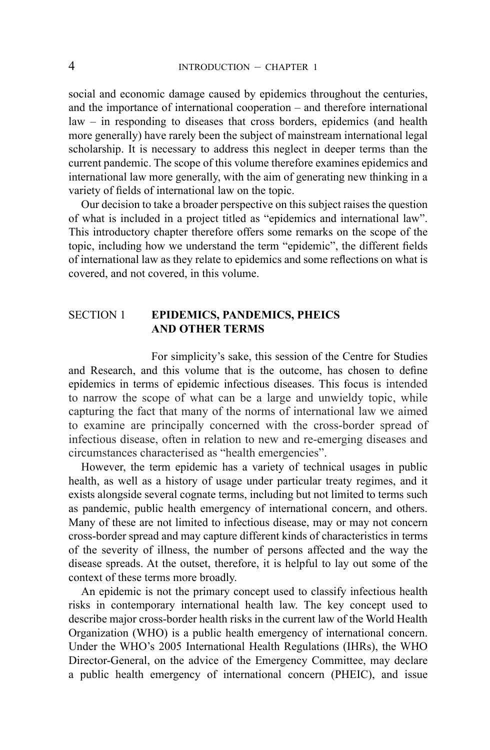social and economic damage caused by epidemics throughout the centuries, and the importance of international cooperation – and therefore international law – in responding to diseases that cross borders, epidemics (and health more generally) have rarely been the subject of mainstream international legal scholarship. It is necessary to address this neglect in deeper terms than the current pandemic. The scope of this volume therefore examines epidemics and international law more generally, with the aim of generating new thinking in a variety of fields of international law on the topic.

Our decision to take a broader perspective on this subject raises the question of what is included in a project titled as "epidemics and international law". This introductory chapter therefore offers some remarks on the scope of the topic, including how we understand the term "epidemic", the different fields of international law as they relate to epidemics and some reflections on what is covered, and not covered, in this volume.

## SECTION 1 EPIDEMICS, PANDEMICS, PHEICS AND OTHER TERMS

For simplicity's sake, this session of the Centre for Studies and Research, and this volume that is the outcome, has chosen to define epidemics in terms of epidemic infectious diseases. This focus is intended to narrow the scope of what can be a large and unwieldy topic, while capturing the fact that many of the norms of international law we aimed to examine are principally concerned with the cross-border spread of infectious disease, often in relation to new and re-emerging diseases and circumstances characterised as "health emergencies".

However, the term epidemic has a variety of technical usages in public health, as well as a history of usage under particular treaty regimes, and it exists alongside several cognate terms, including but not limited to terms such as pandemic, public health emergency of international concern, and others. Many of these are not limited to infectious disease, may or may not concern cross-border spread and may capture different kinds of characteristics in terms of the severity of illness, the number of persons affected and the way the disease spreads. At the outset, therefore, it is helpful to lay out some of the context of these terms more broadly.

An epidemic is not the primary concept used to classify infectious health risks in contemporary international health law. The key concept used to describe major cross-border health risks in the current law of the World Health Organization (WHO) is a public health emergency of international concern. Under the WHO's 2005 International Health Regulations (IHRs), the WHO Director-General, on the advice of the Emergency Committee, may declare a public health emergency of international concern (PHEIC), and issue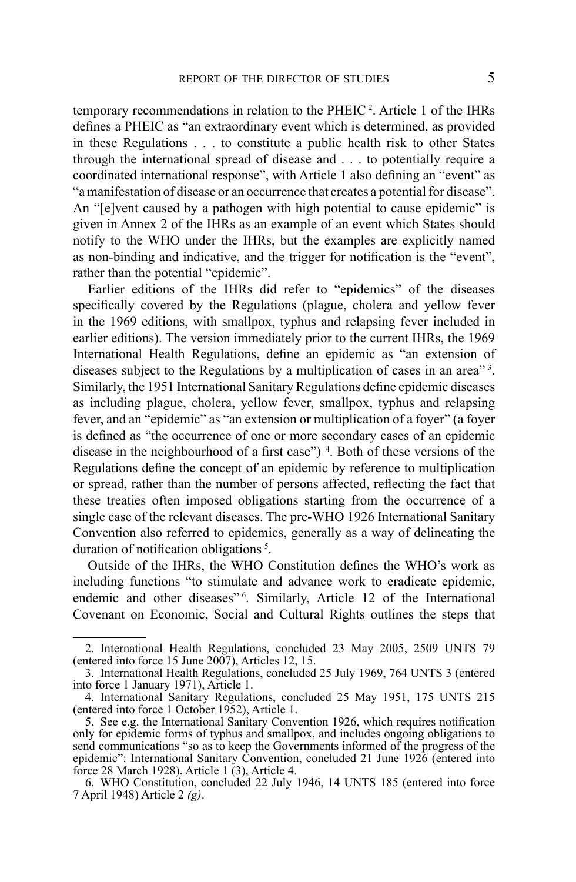temporary recommendations in relation to the PHEIC [2]. Article 1 of the IHRs defines a PHEIC as "an extraordinary event which is determined, as provided in these Regulations . . . to constitute a public health risk to other States through the international spread of disease and . . . to potentially require a coordinated international response", with Article 1 also defining an "event" as "a manifestation of disease or an occurrence that creates a potential for disease". An "[e]vent caused by a pathogen with high potential to cause epidemic" is given in Annex 2 of the IHRs as an example of an event which States should notify to the WHO under the IHRs, but the examples are explicitly named as non-binding and indicative, and the trigger for notification is the "event", rather than the potential "epidemic".

Earlier editions of the IHRs did refer to "epidemics" of the diseases specifically covered by the Regulations (plague, cholera and yellow fever in the 1969 editions, with smallpox, typhus and relapsing fever included in earlier editions). The version immediately prior to the current IHRs, the 1969 International Health Regulations, define an epidemic as "an extension of diseases subject to the Regulations by a multiplication of cases in an area" [3]. Similarly, the 1951 International Sanitary Regulations define epidemic diseases as including plague, cholera, yellow fever, smallpox, typhus and relapsing fever, and an "epidemic" as "an extension or multiplication of a foyer" (a foyer is defined as "the occurrence of one or more secondary cases of an epidemic disease in the neighbourhood of a first case") [4]. Both of these versions of the Regulations define the concept of an epidemic by reference to multiplication or spread, rather than the number of persons affected, reflecting the fact that these treaties often imposed obligations starting from the occurrence of a single case of the relevant diseases. The pre-WHO 1926 International Sanitary Convention also referred to epidemics, generally as a way of delineating the duration of notification obligations [5].

Outside of the IHRs, the WHO Constitution defines the WHO's work as including functions "to stimulate and advance work to eradicate epidemic, endemic and other diseases" [6]. Similarly, Article 12 of the International Covenant on Economic, Social and Cultural Rights outlines the steps that

---

2. International Health Regulations, concluded 23 May 2005, 2509 UNTS 79 (entered into force 15 June 2007), Articles 12, 15.

3. International Health Regulations, concluded 25 July 1969, 764 UNTS 3 (entered into force 1 January 1971), Article 1.

4. International Sanitary Regulations, concluded 25 May 1951, 175 UNTS 215 (entered into force 1 October 1952), Article 1.

5. See e.g. the International Sanitary Convention 1926, which requires notification only for epidemic forms of typhus and smallpox, and includes ongoing obligations to send communications "so as to keep the Governments informed of the progress of the epidemic": International Sanitary Convention, concluded 21 June 1926 (entered into force 28 March 1928), Article 1 (3), Article 4.

6. WHO Constitution, concluded 22 July 1946, 14 UNTS 185 (entered into force 7 April 1948) Article 2 *(g)*.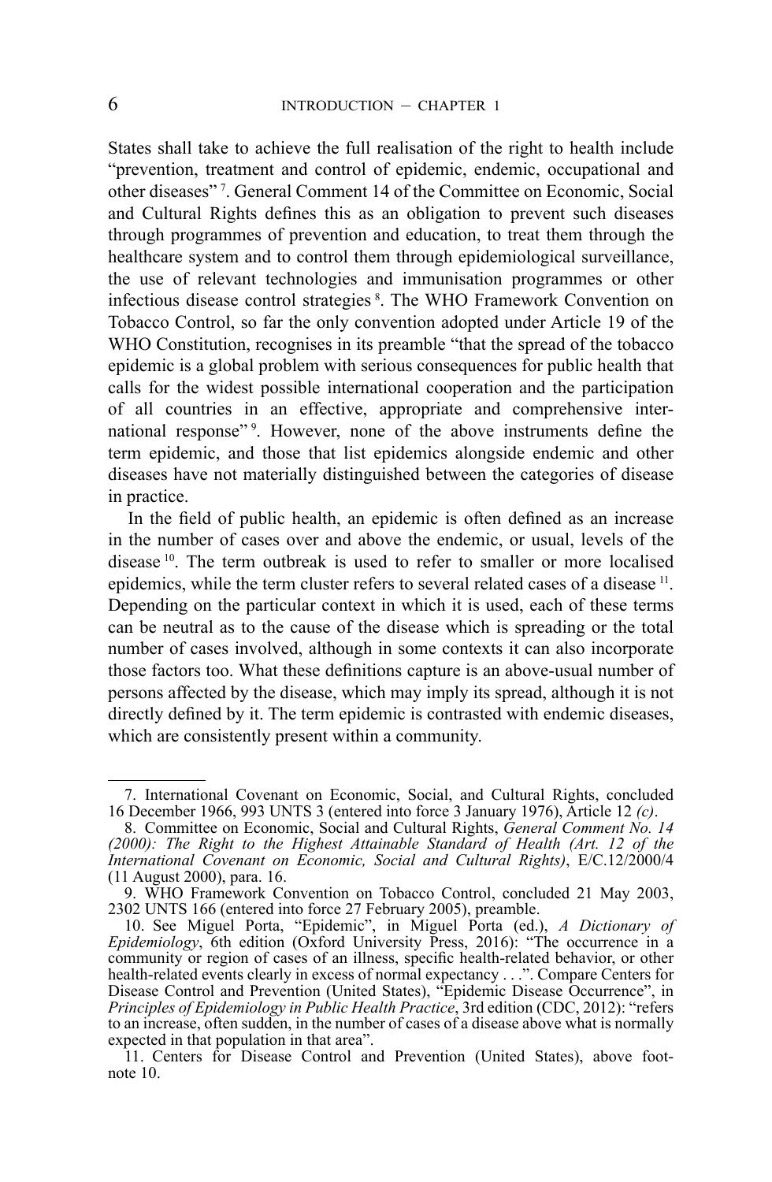States shall take to achieve the full realisation of the right to health include "prevention, treatment and control of epidemic, endemic, occupational and other diseases" [7]. General Comment 14 of the Committee on Economic, Social and Cultural Rights defines this as an obligation to prevent such diseases through programmes of prevention and education, to treat them through the healthcare system and to control them through epidemiological surveillance, the use of relevant technologies and immunisation programmes or other infectious disease control strategies [8]. The WHO Framework Convention on Tobacco Control, so far the only convention adopted under Article 19 of the WHO Constitution, recognises in its preamble "that the spread of the tobacco epidemic is a global problem with serious consequences for public health that calls for the widest possible international cooperation and the participation of all countries in an effective, appropriate and comprehensive international response" [9]. However, none of the above instruments define the term epidemic, and those that list epidemics alongside endemic and other diseases have not materially distinguished between the categories of disease in practice.

In the field of public health, an epidemic is often defined as an increase in the number of cases over and above the endemic, or usual, levels of the disease [10]. The term outbreak is used to refer to smaller or more localised epidemics, while the term cluster refers to several related cases of a disease [11]. Depending on the particular context in which it is used, each of these terms can be neutral as to the cause of the disease which is spreading or the total number of cases involved, although in some contexts it can also incorporate those factors too. What these definitions capture is an above-usual number of persons affected by the disease, which may imply its spread, although it is not directly defined by it. The term epidemic is contrasted with endemic diseases, which are consistently present within a community.

---

7. International Covenant on Economic, Social, and Cultural Rights, concluded 16 December 1966, 993 UNTS 3 (entered into force 3 January 1976), Article 12 *(c)*.

8. Committee on Economic, Social and Cultural Rights, *General Comment No. 14 (2000): The Right to the Highest Attainable Standard of Health (Art. 12 of the International Covenant on Economic, Social and Cultural Rights)*, E/C.12/2000/4 (11 August 2000), para. 16.

9. WHO Framework Convention on Tobacco Control, concluded 21 May 2003, 2302 UNTS 166 (entered into force 27 February 2005), preamble.

10. See Miguel Porta, "Epidemic", in Miguel Porta (ed.), *A Dictionary of Epidemiology*, 6th edition (Oxford University Press, 2016): "The occurrence in a community or region of cases of an illness, specific health-related behavior, or other health-related events clearly in excess of normal expectancy . . .". Compare Centers for Disease Control and Prevention (United States), "Epidemic Disease Occurrence", in *Principles of Epidemiology in Public Health Practice*, 3rd edition (CDC, 2012): "refers to an increase, often sudden, in the number of cases of a disease above what is normally expected in that population in that area".

11. Centers for Disease Control and Prevention (United States), above footnote 10.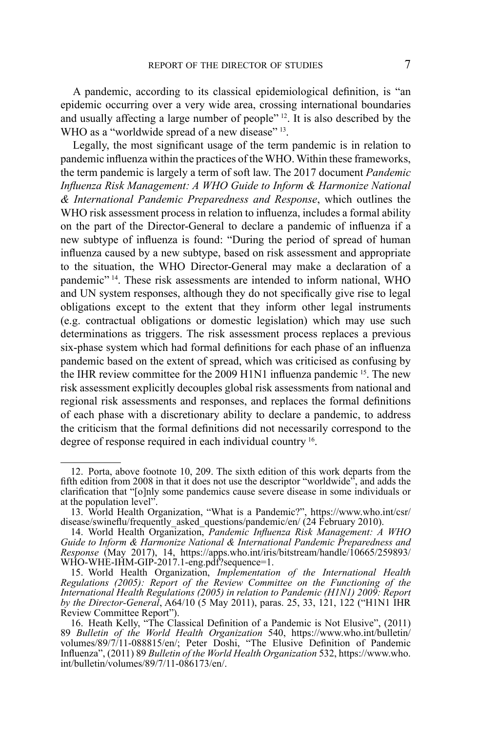A pandemic, according to its classical epidemiological definition, is "an epidemic occurring over a very wide area, crossing international boundaries and usually affecting a large number of people" [12]. It is also described by the WHO as a "worldwide spread of a new disease" [13].

Legally, the most significant usage of the term pandemic is in relation to pandemic influenza within the practices of the WHO. Within these frameworks, the term pandemic is largely a term of soft law. The 2017 document *Pandemic Influenza Risk Management: A WHO Guide to Inform & Harmonize National & International Pandemic Preparedness and Response*, which outlines the WHO risk assessment process in relation to influenza, includes a formal ability on the part of the Director-General to declare a pandemic of influenza if a new subtype of influenza is found: "During the period of spread of human influenza caused by a new subtype, based on risk assessment and appropriate to the situation, the WHO Director-General may make a declaration of a pandemic" [14]. These risk assessments are intended to inform national, WHO and UN system responses, although they do not specifically give rise to legal obligations except to the extent that they inform other legal instruments (e.g. contractual obligations or domestic legislation) which may use such determinations as triggers. The risk assessment process replaces a previous six-phase system which had formal definitions for each phase of an influenza pandemic based on the extent of spread, which was criticised as confusing by the IHR review committee for the 2009 H1N1 influenza pandemic [15]. The new risk assessment explicitly decouples global risk assessments from national and regional risk assessments and responses, and replaces the formal definitions of each phase with a discretionary ability to declare a pandemic, to address the criticism that the formal definitions did not necessarily correspond to the degree of response required in each individual country [16].

---

12. Porta, above footnote 10, 209. The sixth edition of this work departs from the fifth edition from 2008 in that it does not use the descriptor "worldwide", and adds the clarification that "[o]nly some pandemics cause severe disease in some individuals or at the population level".

13. World Health Organization, "What is a Pandemic?", https://www.who.int/csr/disease/swineflu/frequently_asked_questions/pandemic/en/ (24 February 2010).

14. World Health Organization, *Pandemic Influenza Risk Management: A WHO Guide to Inform & Harmonize National & International Pandemic Preparedness and Response* (May 2017), 14, https://apps.who.int/iris/bitstream/handle/10665/259893/WHO-WHE-IHM-GIP-2017.1-eng.pdf?sequence=1.

15. World Health Organization, *Implementation of the International Health Regulations (2005): Report of the Review Committee on the Functioning of the International Health Regulations (2005) in relation to Pandemic (H1N1) 2009: Report by the Director-General*, A64/10 (5 May 2011), paras. 25, 33, 121, 122 ("H1N1 IHR Review Committee Report").

16. Heath Kelly, "The Classical Definition of a Pandemic is Not Elusive", (2011) 89 *Bulletin of the World Health Organization* 540, https://www.who.int/bulletin/volumes/89/7/11-088815/en/; Peter Doshi, "The Elusive Definition of Pandemic Influenza", (2011) 89 *Bulletin of the World Health Organization* 532, https://www.who.int/bulletin/volumes/89/7/11-086173/en/.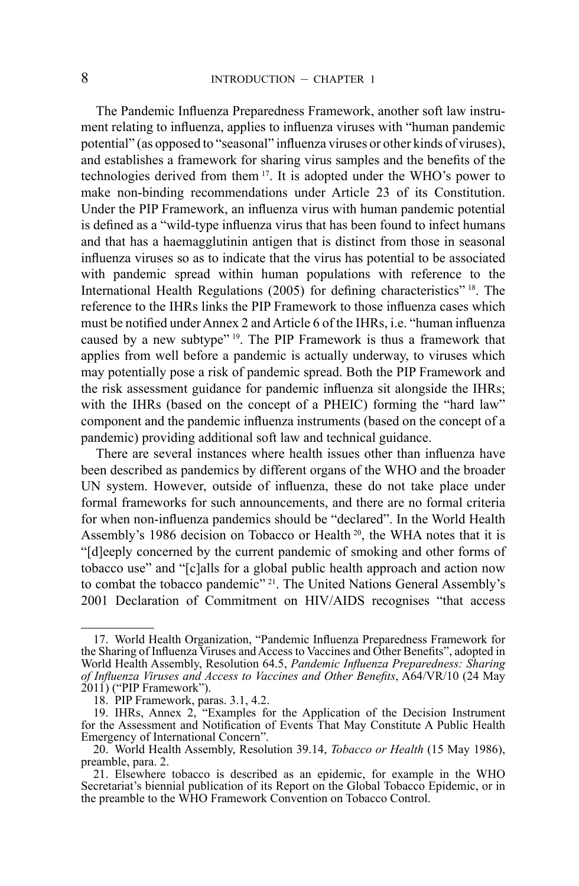The Pandemic Influenza Preparedness Framework, another soft law instrument relating to influenza, applies to influenza viruses with "human pandemic potential" (as opposed to "seasonal" influenza viruses or other kinds of viruses), and establishes a framework for sharing virus samples and the benefits of the technologies derived from them [17]. It is adopted under the WHO's power to make non-binding recommendations under Article 23 of its Constitution. Under the PIP Framework, an influenza virus with human pandemic potential is defined as a "wild-type influenza virus that has been found to infect humans and that has a haemagglutinin antigen that is distinct from those in seasonal influenza viruses so as to indicate that the virus has potential to be associated with pandemic spread within human populations with reference to the International Health Regulations (2005) for defining characteristics" [18]. The reference to the IHRs links the PIP Framework to those influenza cases which must be notified under Annex 2 and Article 6 of the IHRs, i.e. "human influenza caused by a new subtype" [19]. The PIP Framework is thus a framework that applies from well before a pandemic is actually underway, to viruses which may potentially pose a risk of pandemic spread. Both the PIP Framework and the risk assessment guidance for pandemic influenza sit alongside the IHRs; with the IHRs (based on the concept of a PHEIC) forming the "hard law" component and the pandemic influenza instruments (based on the concept of a pandemic) providing additional soft law and technical guidance.

There are several instances where health issues other than influenza have been described as pandemics by different organs of the WHO and the broader UN system. However, outside of influenza, these do not take place under formal frameworks for such announcements, and there are no formal criteria for when non-influenza pandemics should be "declared". In the World Health Assembly's 1986 decision on Tobacco or Health [20], the WHA notes that it is "[d]eeply concerned by the current pandemic of smoking and other forms of tobacco use" and "[c]alls for a global public health approach and action now to combat the tobacco pandemic" [21]. The United Nations General Assembly's 2001 Declaration of Commitment on HIV/AIDS recognises "that access

---

17. World Health Organization, "Pandemic Influenza Preparedness Framework for the Sharing of Influenza Viruses and Access to Vaccines and Other Benefits", adopted in World Health Assembly, Resolution 64.5, *Pandemic Influenza Preparedness: Sharing of Influenza Viruses and Access to Vaccines and Other Benefits*, A64/VR/10 (24 May 2011) ("PIP Framework").

18. PIP Framework, paras. 3.1, 4.2.

19. IHRs, Annex 2, "Examples for the Application of the Decision Instrument for the Assessment and Notification of Events That May Constitute A Public Health Emergency of International Concern".

20. World Health Assembly, Resolution 39.14, *Tobacco or Health* (15 May 1986), preamble, para. 2.

21. Elsewhere tobacco is described as an epidemic, for example in the WHO Secretariat's biennial publication of its Report on the Global Tobacco Epidemic, or in the preamble to the WHO Framework Convention on Tobacco Control.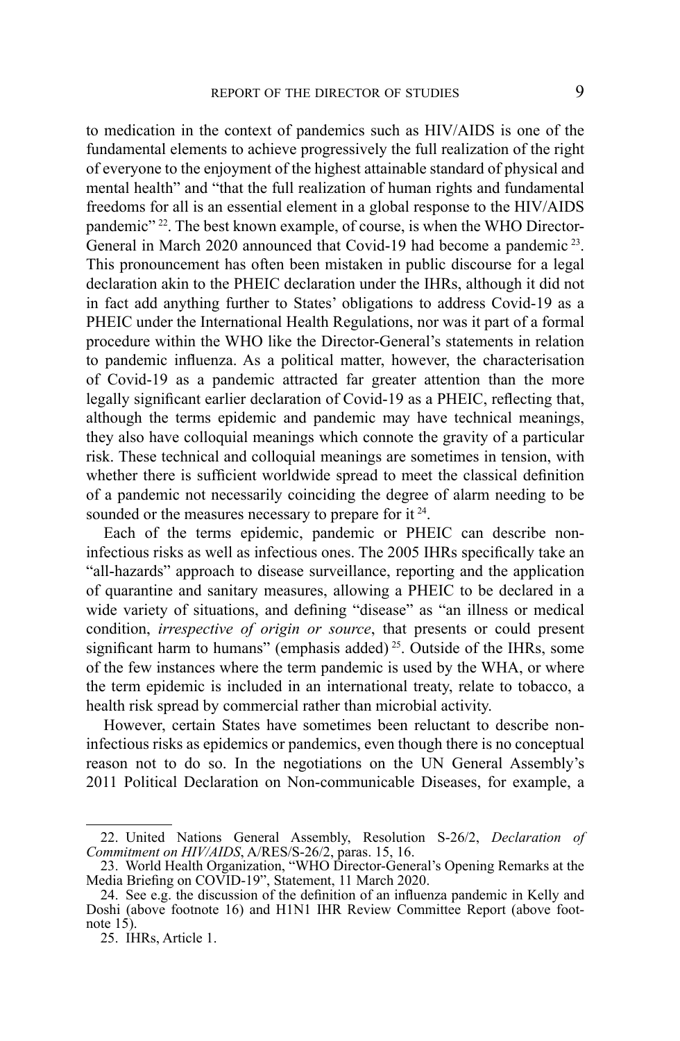to medication in the context of pandemics such as HIV/AIDS is one of the fundamental elements to achieve progressively the full realization of the right of everyone to the enjoyment of the highest attainable standard of physical and mental health" and "that the full realization of human rights and fundamental freedoms for all is an essential element in a global response to the HIV/AIDS pandemic" [22]. The best known example, of course, is when the WHO Director-General in March 2020 announced that Covid-19 had become a pandemic [23]. This pronouncement has often been mistaken in public discourse for a legal declaration akin to the PHEIC declaration under the IHRs, although it did not in fact add anything further to States' obligations to address Covid-19 as a PHEIC under the International Health Regulations, nor was it part of a formal procedure within the WHO like the Director-General's statements in relation to pandemic influenza. As a political matter, however, the characterisation of Covid-19 as a pandemic attracted far greater attention than the more legally significant earlier declaration of Covid-19 as a PHEIC, reflecting that, although the terms epidemic and pandemic may have technical meanings, they also have colloquial meanings which connote the gravity of a particular risk. These technical and colloquial meanings are sometimes in tension, with whether there is sufficient worldwide spread to meet the classical definition of a pandemic not necessarily coinciding the degree of alarm needing to be sounded or the measures necessary to prepare for it [24].

Each of the terms epidemic, pandemic or PHEIC can describe non-infectious risks as well as infectious ones. The 2005 IHRs specifically take an "all-hazards" approach to disease surveillance, reporting and the application of quarantine and sanitary measures, allowing a PHEIC to be declared in a wide variety of situations, and defining "disease" as "an illness or medical condition, *irrespective of origin or source*, that presents or could present significant harm to humans" (emphasis added) [25]. Outside of the IHRs, some of the few instances where the term pandemic is used by the WHA, or where the term epidemic is included in an international treaty, relate to tobacco, a health risk spread by commercial rather than microbial activity.

However, certain States have sometimes been reluctant to describe non-infectious risks as epidemics or pandemics, even though there is no conceptual reason not to do so. In the negotiations on the UN General Assembly's 2011 Political Declaration on Non-communicable Diseases, for example, a

22. United Nations General Assembly, Resolution S-26/2, *Declaration of Commitment on HIV/AIDS*, A/RES/S-26/2, paras. 15, 16.

23. World Health Organization, "WHO Director-General's Opening Remarks at the Media Briefing on COVID-19", Statement, 11 March 2020.

24. See e.g. the discussion of the definition of an influenza pandemic in Kelly and Doshi (above footnote 16) and H1N1 IHR Review Committee Report (above footnote 15).

25. IHRs, Article 1.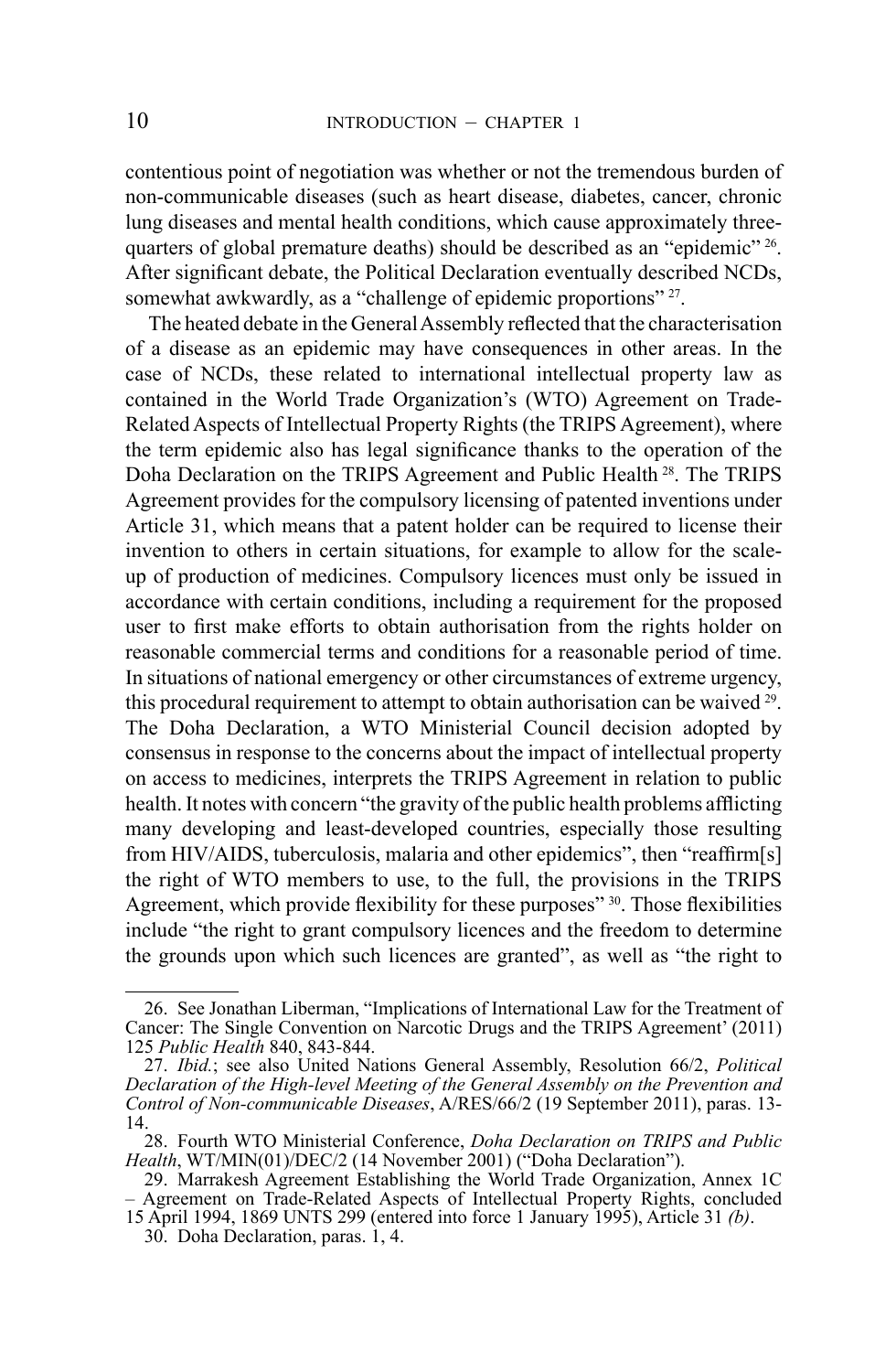contentious point of negotiation was whether or not the tremendous burden of non-communicable diseases (such as heart disease, diabetes, cancer, chronic lung diseases and mental health conditions, which cause approximately three-quarters of global premature deaths) should be described as an "epidemic" [26]. After significant debate, the Political Declaration eventually described NCDs, somewhat awkwardly, as a "challenge of epidemic proportions" [27].

The heated debate in the General Assembly reflected that the characterisation of a disease as an epidemic may have consequences in other areas. In the case of NCDs, these related to international intellectual property law as contained in the World Trade Organization's (WTO) Agreement on Trade-Related Aspects of Intellectual Property Rights (the TRIPS Agreement), where the term epidemic also has legal significance thanks to the operation of the Doha Declaration on the TRIPS Agreement and Public Health [28]. The TRIPS Agreement provides for the compulsory licensing of patented inventions under Article 31, which means that a patent holder can be required to license their invention to others in certain situations, for example to allow for the scale-up of production of medicines. Compulsory licences must only be issued in accordance with certain conditions, including a requirement for the proposed user to first make efforts to obtain authorisation from the rights holder on reasonable commercial terms and conditions for a reasonable period of time. In situations of national emergency or other circumstances of extreme urgency, this procedural requirement to attempt to obtain authorisation can be waived [29]. The Doha Declaration, a WTO Ministerial Council decision adopted by consensus in response to the concerns about the impact of intellectual property on access to medicines, interprets the TRIPS Agreement in relation to public health. It notes with concern "the gravity of the public health problems afflicting many developing and least-developed countries, especially those resulting from HIV/AIDS, tuberculosis, malaria and other epidemics", then "reaffirm[s] the right of WTO members to use, to the full, the provisions in the TRIPS Agreement, which provide flexibility for these purposes" [30]. Those flexibilities include "the right to grant compulsory licences and the freedom to determine the grounds upon which such licences are granted", as well as "the right to

---

26. See Jonathan Liberman, "Implications of International Law for the Treatment of Cancer: The Single Convention on Narcotic Drugs and the TRIPS Agreement' (2011) 125 *Public Health* 840, 843-844.

27. *Ibid.*; see also United Nations General Assembly, Resolution 66/2, *Political Declaration of the High-level Meeting of the General Assembly on the Prevention and Control of Non-communicable Diseases*, A/RES/66/2 (19 September 2011), paras. 13-14.

28. Fourth WTO Ministerial Conference, *Doha Declaration on TRIPS and Public Health*, WT/MIN(01)/DEC/2 (14 November 2001) ("Doha Declaration").

29. Marrakesh Agreement Establishing the World Trade Organization, Annex 1C – Agreement on Trade-Related Aspects of Intellectual Property Rights, concluded 15 April 1994, 1869 UNTS 299 (entered into force 1 January 1995), Article 31 *(b)*.

30. Doha Declaration, paras. 1, 4.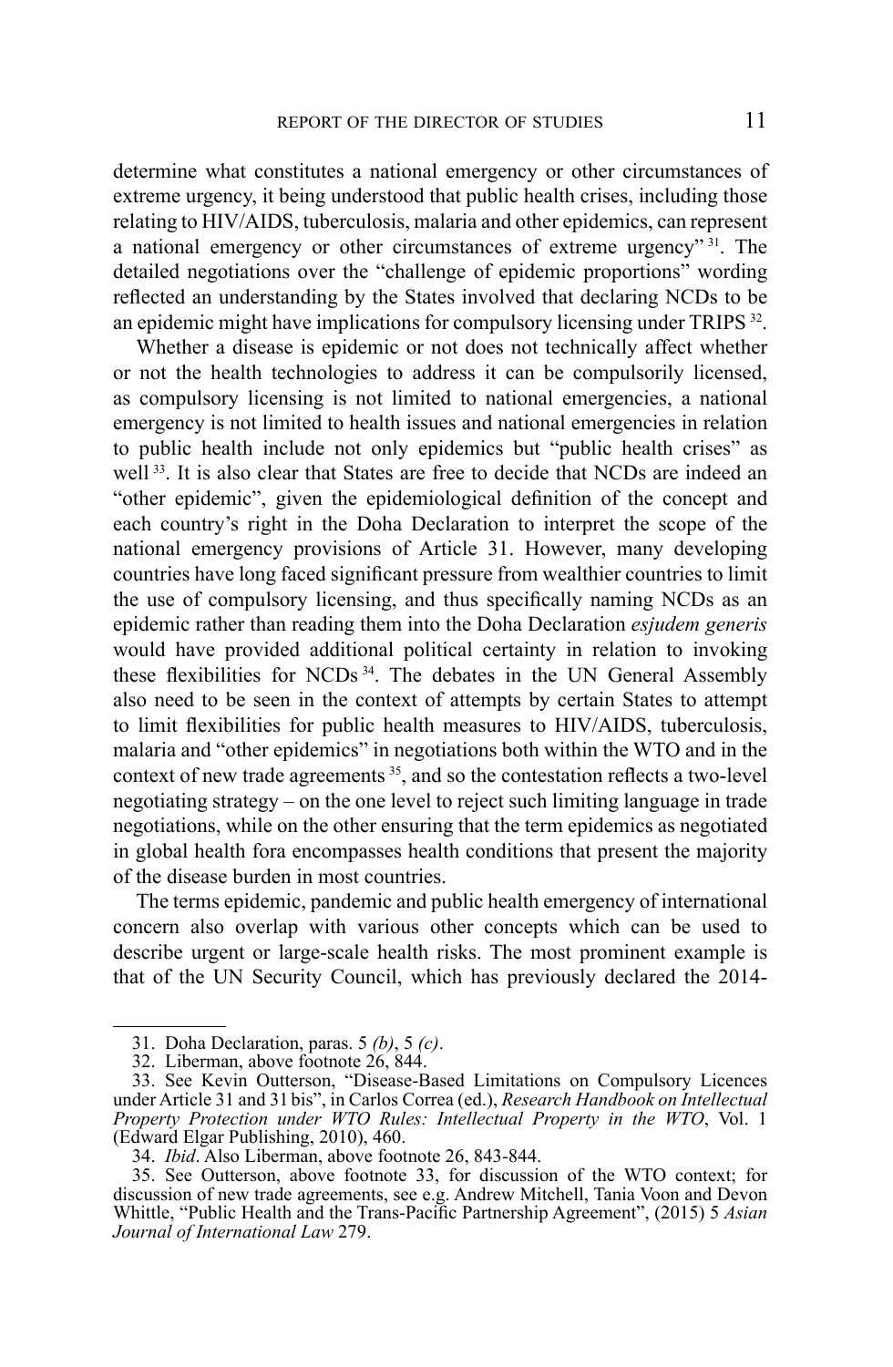determine what constitutes a national emergency or other circumstances of extreme urgency, it being understood that public health crises, including those relating to HIV/AIDS, tuberculosis, malaria and other epidemics, can represent a national emergency or other circumstances of extreme urgency" [31]. The detailed negotiations over the "challenge of epidemic proportions" wording reflected an understanding by the States involved that declaring NCDs to be an epidemic might have implications for compulsory licensing under TRIPS [32].

Whether a disease is epidemic or not does not technically affect whether or not the health technologies to address it can be compulsorily licensed, as compulsory licensing is not limited to national emergencies, a national emergency is not limited to health issues and national emergencies in relation to public health include not only epidemics but "public health crises" as well [33]. It is also clear that States are free to decide that NCDs are indeed an "other epidemic", given the epidemiological definition of the concept and each country's right in the Doha Declaration to interpret the scope of the national emergency provisions of Article 31. However, many developing countries have long faced significant pressure from wealthier countries to limit the use of compulsory licensing, and thus specifically naming NCDs as an epidemic rather than reading them into the Doha Declaration *esjudem generis* would have provided additional political certainty in relation to invoking these flexibilities for NCDs [34]. The debates in the UN General Assembly also need to be seen in the context of attempts by certain States to attempt to limit flexibilities for public health measures to HIV/AIDS, tuberculosis, malaria and "other epidemics" in negotiations both within the WTO and in the context of new trade agreements [35], and so the contestation reflects a two-level negotiating strategy – on the one level to reject such limiting language in trade negotiations, while on the other ensuring that the term epidemics as negotiated in global health fora encompasses health conditions that present the majority of the disease burden in most countries.

The terms epidemic, pandemic and public health emergency of international concern also overlap with various other concepts which can be used to describe urgent or large-scale health risks. The most prominent example is that of the UN Security Council, which has previously declared the 2014-

---

31. Doha Declaration, paras. 5 *(b)*, 5 *(c)*.

32. Liberman, above footnote 26, 844.

33. See Kevin Outterson, "Disease-Based Limitations on Compulsory Licences under Article 31 and 31 bis", in Carlos Correa (ed.), *Research Handbook on Intellectual Property Protection under WTO Rules: Intellectual Property in the WTO*, Vol. 1 (Edward Elgar Publishing, 2010), 460.

34. *Ibid*. Also Liberman, above footnote 26, 843-844.

35. See Outterson, above footnote 33, for discussion of the WTO context; for discussion of new trade agreements, see e.g. Andrew Mitchell, Tania Voon and Devon Whittle, "Public Health and the Trans-Pacific Partnership Agreement", (2015) 5 *Asian Journal of International Law* 279.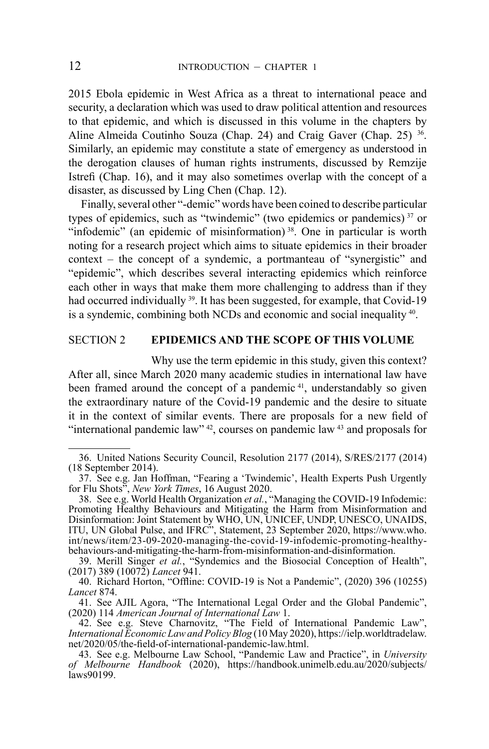2015 Ebola epidemic in West Africa as a threat to international peace and security, a declaration which was used to draw political attention and resources to that epidemic, and which is discussed in this volume in the chapters by Aline Almeida Coutinho Souza (Chap. 24) and Craig Gaver (Chap. 25) [36]. Similarly, an epidemic may constitute a state of emergency as understood in the derogation clauses of human rights instruments, discussed by Remzije Istrefi (Chap. 16), and it may also sometimes overlap with the concept of a disaster, as discussed by Ling Chen (Chap. 12).

Finally, several other "-demic" words have been coined to describe particular types of epidemics, such as "twindemic" (two epidemics or pandemics) [37] or "infodemic" (an epidemic of misinformation) [38]. One in particular is worth noting for a research project which aims to situate epidemics in their broader context – the concept of a syndemic, a portmanteau of "synergistic" and "epidemic", which describes several interacting epidemics which reinforce each other in ways that make them more challenging to address than if they had occurred individually [39]. It has been suggested, for example, that Covid-19 is a syndemic, combining both NCDs and economic and social inequality [40].

## SECTION 2 EPIDEMICS AND THE SCOPE OF THIS VOLUME

Why use the term epidemic in this study, given this context? After all, since March 2020 many academic studies in international law have been framed around the concept of a pandemic [41], understandably so given the extraordinary nature of the Covid-19 pandemic and the desire to situate it in the context of similar events. There are proposals for a new field of "international pandemic law" [42], courses on pandemic law [43] and proposals for

---

36. United Nations Security Council, Resolution 2177 (2014), S/RES/2177 (2014) (18 September 2014).

37. See e.g. Jan Hoffman, "Fearing a 'Twindemic', Health Experts Push Urgently for Flu Shots", *New York Times*, 16 August 2020.

38. See e.g. World Health Organization *et al.*, "Managing the COVID-19 Infodemic: Promoting Healthy Behaviours and Mitigating the Harm from Misinformation and Disinformation: Joint Statement by WHO, UN, UNICEF, UNDP, UNESCO, UNAIDS, ITU, UN Global Pulse, and IFRC", Statement, 23 September 2020, https://www.who.int/news/item/23-09-2020-managing-the-covid-19-infodemic-promoting-healthy-behaviours-and-mitigating-the-harm-from-misinformation-and-disinformation.

39. Merill Singer *et al.*, "Syndemics and the Biosocial Conception of Health", (2017) 389 (10072) *Lancet* 941.

40. Richard Horton, "Offline: COVID-19 is Not a Pandemic", (2020) 396 (10255) *Lancet* 874.

41. See AJIL Agora, "The International Legal Order and the Global Pandemic", (2020) 114 *American Journal of International Law* 1.

42. See e.g. Steve Charnovitz, "The Field of International Pandemic Law", *International Economic Law and Policy Blog* (10 May 2020), https://ielp.worldtradelaw.net/2020/05/the-field-of-international-pandemic-law.html.

43. See e.g. Melbourne Law School, "Pandemic Law and Practice", in *University of Melbourne Handbook* (2020), https://handbook.unimelb.edu.au/2020/subjects/laws90199.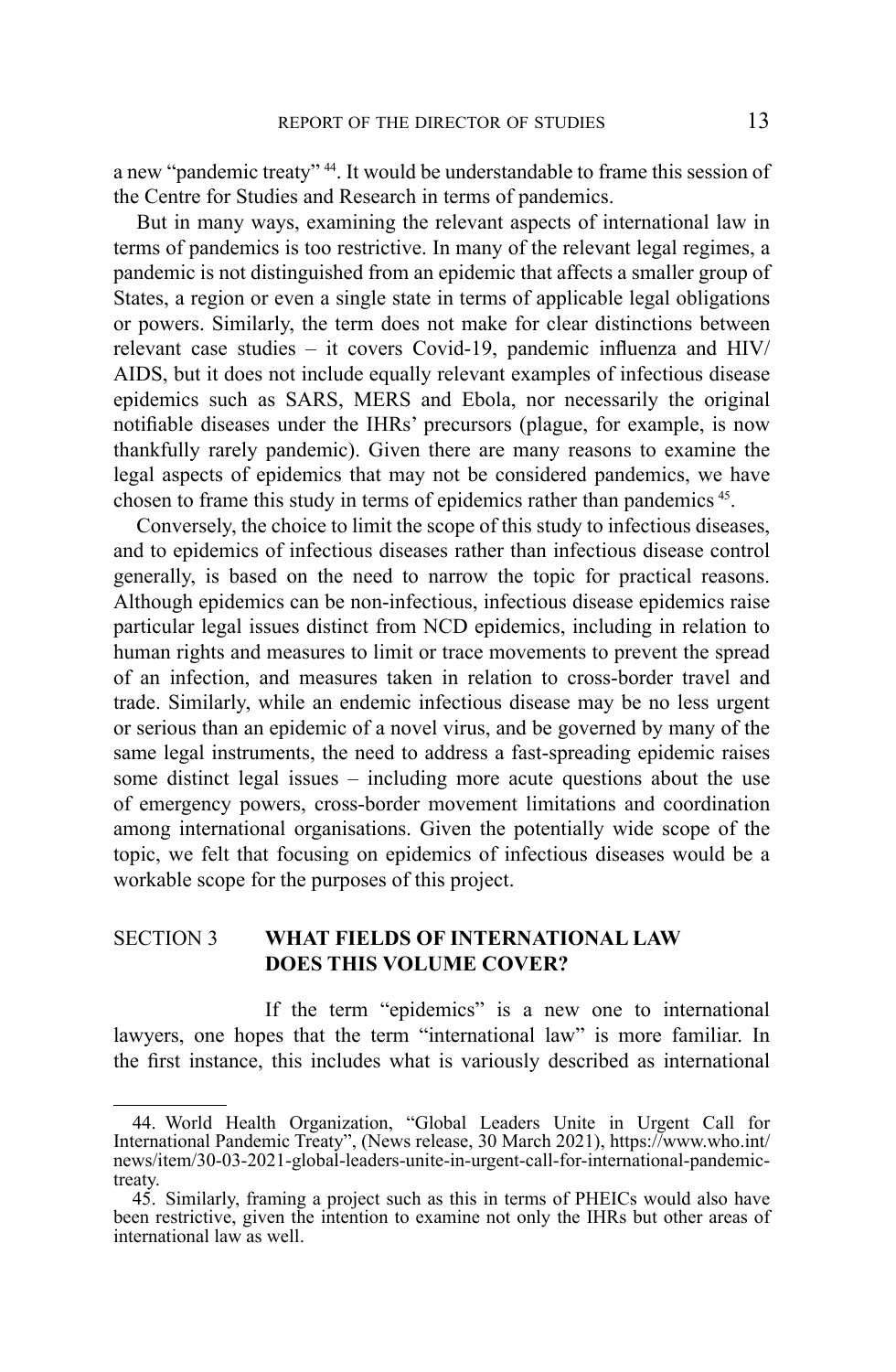a new "pandemic treaty" [44]. It would be understandable to frame this session of the Centre for Studies and Research in terms of pandemics.

But in many ways, examining the relevant aspects of international law in terms of pandemics is too restrictive. In many of the relevant legal regimes, a pandemic is not distinguished from an epidemic that affects a smaller group of States, a region or even a single state in terms of applicable legal obligations or powers. Similarly, the term does not make for clear distinctions between relevant case studies – it covers Covid-19, pandemic influenza and HIV/AIDS, but it does not include equally relevant examples of infectious disease epidemics such as SARS, MERS and Ebola, nor necessarily the original notifiable diseases under the IHRs' precursors (plague, for example, is now thankfully rarely pandemic). Given there are many reasons to examine the legal aspects of epidemics that may not be considered pandemics, we have chosen to frame this study in terms of epidemics rather than pandemics [45].

Conversely, the choice to limit the scope of this study to infectious diseases, and to epidemics of infectious diseases rather than infectious disease control generally, is based on the need to narrow the topic for practical reasons. Although epidemics can be non-infectious, infectious disease epidemics raise particular legal issues distinct from NCD epidemics, including in relation to human rights and measures to limit or trace movements to prevent the spread of an infection, and measures taken in relation to cross-border travel and trade. Similarly, while an endemic infectious disease may be no less urgent or serious than an epidemic of a novel virus, and be governed by many of the same legal instruments, the need to address a fast-spreading epidemic raises some distinct legal issues – including more acute questions about the use of emergency powers, cross-border movement limitations and coordination among international organisations. Given the potentially wide scope of the topic, we felt that focusing on epidemics of infectious diseases would be a workable scope for the purposes of this project.

## SECTION 3 WHAT FIELDS OF INTERNATIONAL LAW DOES THIS VOLUME COVER?

If the term "epidemics" is a new one to international lawyers, one hopes that the term "international law" is more familiar. In the first instance, this includes what is variously described as international

---

44. World Health Organization, "Global Leaders Unite in Urgent Call for International Pandemic Treaty", (News release, 30 March 2021), https://www.who.int/news/item/30-03-2021-global-leaders-unite-in-urgent-call-for-international-pandemic-treaty.

45. Similarly, framing a project such as this in terms of PHEICs would also have been restrictive, given the intention to examine not only the IHRs but other areas of international law as well.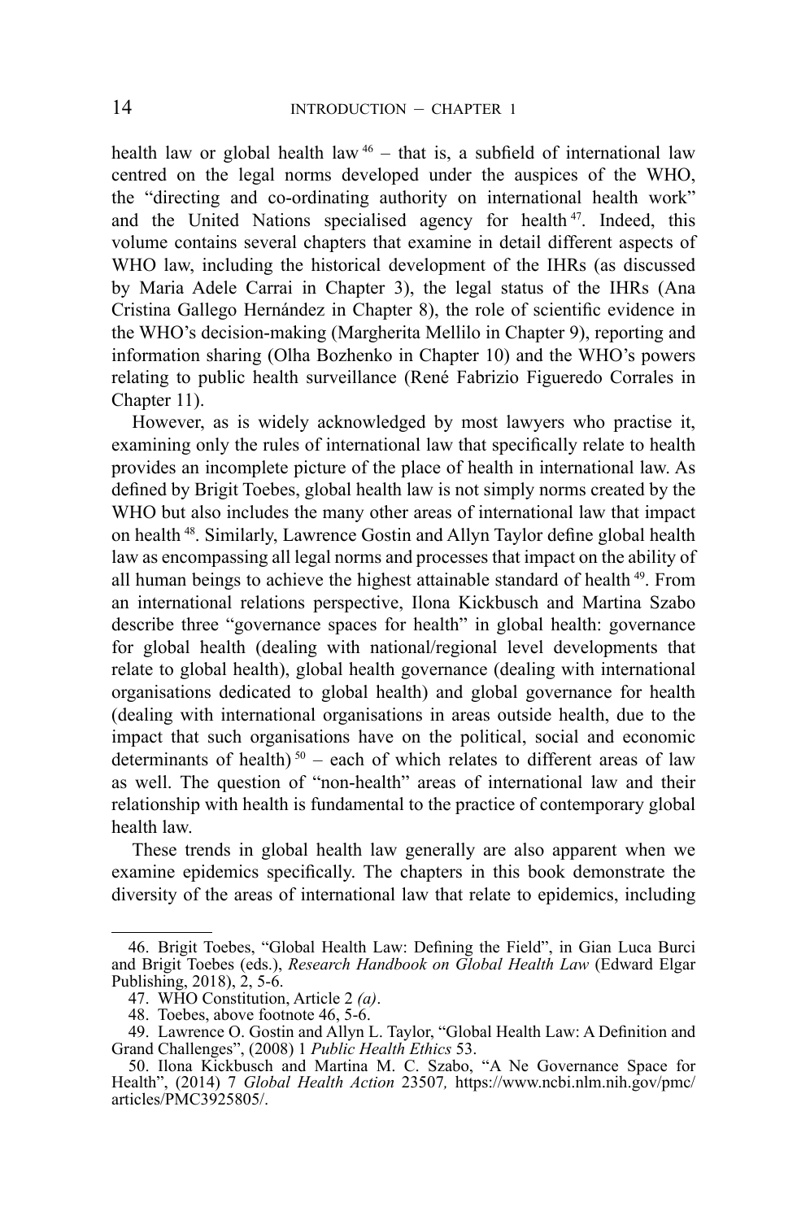health law or global health law [46] – that is, a subfield of international law centred on the legal norms developed under the auspices of the WHO, the "directing and co-ordinating authority on international health work" and the United Nations specialised agency for health [47]. Indeed, this volume contains several chapters that examine in detail different aspects of WHO law, including the historical development of the IHRs (as discussed by Maria Adele Carrai in Chapter 3), the legal status of the IHRs (Ana Cristina Gallego Hernández in Chapter 8), the role of scientific evidence in the WHO's decision-making (Margherita Mellilo in Chapter 9), reporting and information sharing (Olha Bozhenko in Chapter 10) and the WHO's powers relating to public health surveillance (René Fabrizio Figueredo Corrales in Chapter 11).

However, as is widely acknowledged by most lawyers who practise it, examining only the rules of international law that specifically relate to health provides an incomplete picture of the place of health in international law. As defined by Brigit Toebes, global health law is not simply norms created by the WHO but also includes the many other areas of international law that impact on health [48]. Similarly, Lawrence Gostin and Allyn Taylor define global health law as encompassing all legal norms and processes that impact on the ability of all human beings to achieve the highest attainable standard of health [49]. From an international relations perspective, Ilona Kickbusch and Martina Szabo describe three "governance spaces for health" in global health: governance for global health (dealing with national/regional level developments that relate to global health), global health governance (dealing with international organisations dedicated to global health) and global governance for health (dealing with international organisations in areas outside health, due to the impact that such organisations have on the political, social and economic determinants of health) [50] – each of which relates to different areas of law as well. The question of "non-health" areas of international law and their relationship with health is fundamental to the practice of contemporary global health law.

These trends in global health law generally are also apparent when we examine epidemics specifically. The chapters in this book demonstrate the diversity of the areas of international law that relate to epidemics, including

---

46. Brigit Toebes, "Global Health Law: Defining the Field", in Gian Luca Burci and Brigit Toebes (eds.), *Research Handbook on Global Health Law* (Edward Elgar Publishing, 2018), 2, 5-6.

47. WHO Constitution, Article 2 *(a)*.

48. Toebes, above footnote 46, 5-6.

49. Lawrence O. Gostin and Allyn L. Taylor, "Global Health Law: A Definition and Grand Challenges", (2008) 1 *Public Health Ethics* 53.

50. Ilona Kickbusch and Martina M. C. Szabo, "A Ne Governance Space for Health", (2014) 7 *Global Health Action* 23507, https://www.ncbi.nlm.nih.gov/pmc/articles/PMC3925805/.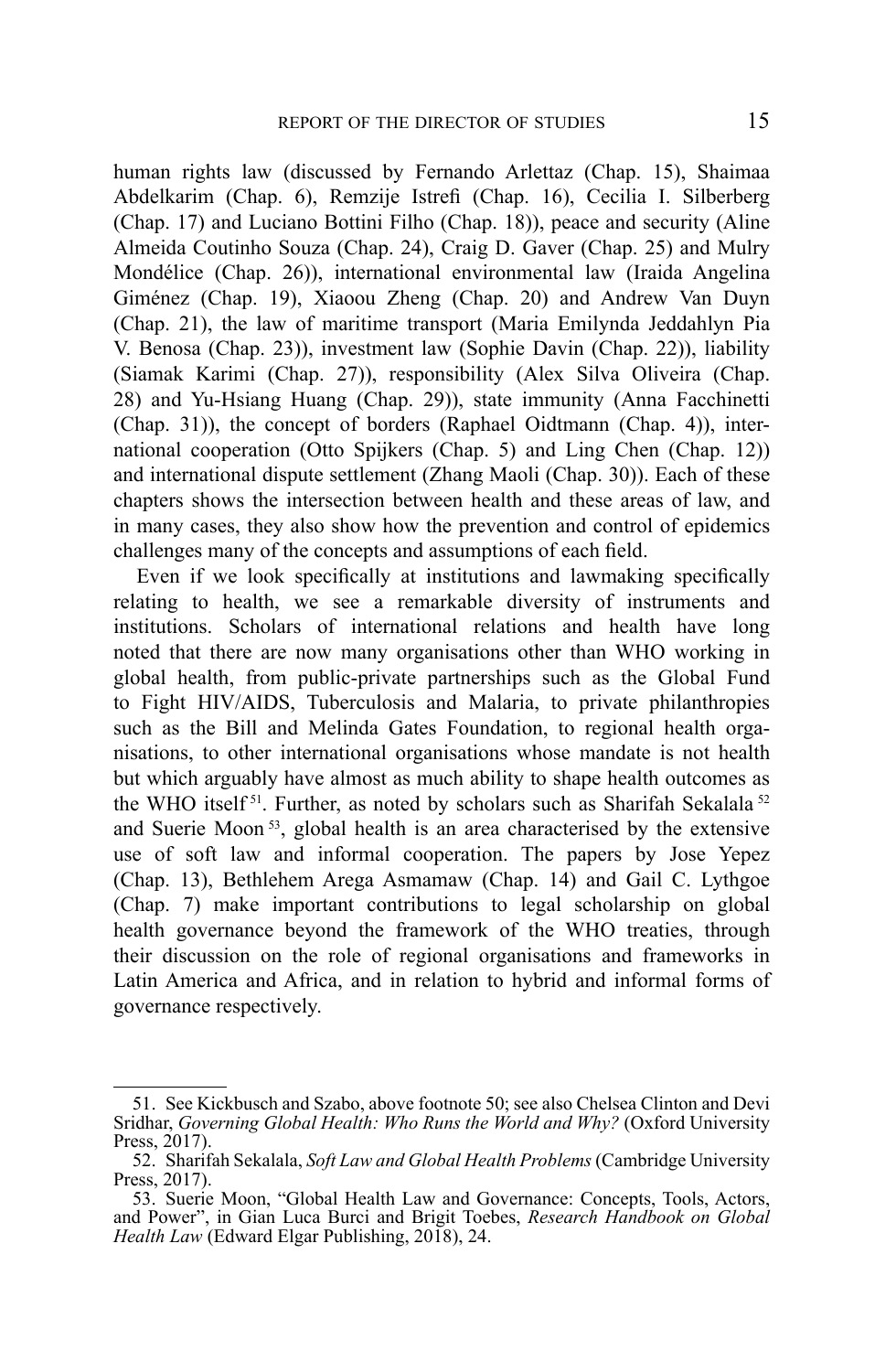human rights law (discussed by Fernando Arlettaz (Chap. 15), Shaimaa Abdelkarim (Chap. 6), Remzije Istrefi (Chap. 16), Cecilia I. Silberberg (Chap. 17) and Luciano Bottini Filho (Chap. 18)), peace and security (Aline Almeida Coutinho Souza (Chap. 24), Craig D. Gaver (Chap. 25) and Mulry Mondélice (Chap. 26)), international environmental law (Iraida Angelina Giménez (Chap. 19), Xiaoou Zheng (Chap. 20) and Andrew Van Duyn (Chap. 21), the law of maritime transport (Maria Emilynda Jeddahlyn Pia V. Benosa (Chap. 23)), investment law (Sophie Davin (Chap. 22)), liability (Siamak Karimi (Chap. 27)), responsibility (Alex Silva Oliveira (Chap. 28) and Yu-Hsiang Huang (Chap. 29)), state immunity (Anna Facchinetti (Chap. 31)), the concept of borders (Raphael Oidtmann (Chap. 4)), international cooperation (Otto Spijkers (Chap. 5) and Ling Chen (Chap. 12)) and international dispute settlement (Zhang Maoli (Chap. 30)). Each of these chapters shows the intersection between health and these areas of law, and in many cases, they also show how the prevention and control of epidemics challenges many of the concepts and assumptions of each field.

Even if we look specifically at institutions and lawmaking specifically relating to health, we see a remarkable diversity of instruments and institutions. Scholars of international relations and health have long noted that there are now many organisations other than WHO working in global health, from public-private partnerships such as the Global Fund to Fight HIV/AIDS, Tuberculosis and Malaria, to private philanthropies such as the Bill and Melinda Gates Foundation, to regional health organisations, to other international organisations whose mandate is not health but which arguably have almost as much ability to shape health outcomes as the WHO itself [51]. Further, as noted by scholars such as Sharifah Sekalala [52] and Suerie Moon [53], global health is an area characterised by the extensive use of soft law and informal cooperation. The papers by Jose Yepez (Chap. 13), Bethlehem Arega Asmamaw (Chap. 14) and Gail C. Lythgoe (Chap. 7) make important contributions to legal scholarship on global health governance beyond the framework of the WHO treaties, through their discussion on the role of regional organisations and frameworks in Latin America and Africa, and in relation to hybrid and informal forms of governance respectively.

---

51. See Kickbusch and Szabo, above footnote 50; see also Chelsea Clinton and Devi Sridhar, *Governing Global Health: Who Runs the World and Why?* (Oxford University Press, 2017).

52. Sharifah Sekalala, *Soft Law and Global Health Problems* (Cambridge University Press, 2017).

53. Suerie Moon, "Global Health Law and Governance: Concepts, Tools, Actors, and Power", in Gian Luca Burci and Brigit Toebes, *Research Handbook on Global Health Law* (Edward Elgar Publishing, 2018), 24.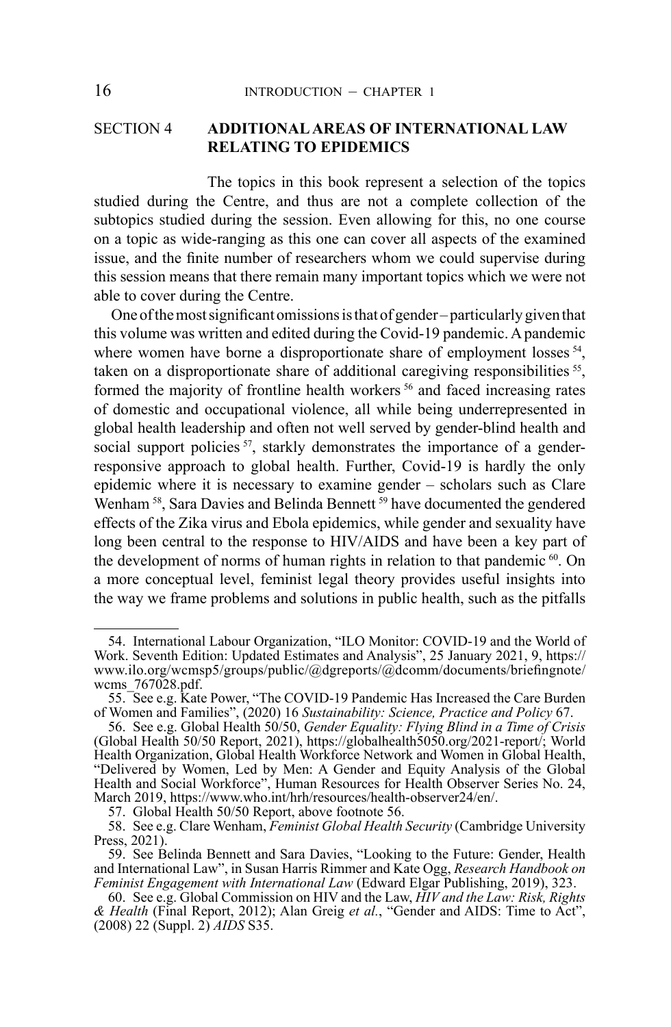## SECTION 4 ADDITIONAL AREAS OF INTERNATIONAL LAW RELATING TO EPIDEMICS

The topics in this book represent a selection of the topics studied during the Centre, and thus are not a complete collection of the subtopics studied during the session. Even allowing for this, no one course on a topic as wide-ranging as this one can cover all aspects of the examined issue, and the finite number of researchers whom we could supervise during this session means that there remain many important topics which we were not able to cover during the Centre.

One of the most significant omissions is that of gender – particularly given that this volume was written and edited during the Covid-19 pandemic. A pandemic where women have borne a disproportionate share of employment losses [54], taken on a disproportionate share of additional caregiving responsibilities [55], formed the majority of frontline health workers [56] and faced increasing rates of domestic and occupational violence, all while being underrepresented in global health leadership and often not well served by gender-blind health and social support policies [57], starkly demonstrates the importance of a gender-responsive approach to global health. Further, Covid-19 is hardly the only epidemic where it is necessary to examine gender – scholars such as Clare Wenham [58], Sara Davies and Belinda Bennett [59] have documented the gendered effects of the Zika virus and Ebola epidemics, while gender and sexuality have long been central to the response to HIV/AIDS and have been a key part of the development of norms of human rights in relation to that pandemic [60]. On a more conceptual level, feminist legal theory provides useful insights into the way we frame problems and solutions in public health, such as the pitfalls

---

54. International Labour Organization, "ILO Monitor: COVID-19 and the World of Work. Seventh Edition: Updated Estimates and Analysis", 25 January 2021, 9, https://www.ilo.org/wcmsp5/groups/public/@dgreports/@dcomm/documents/briefingnote/wcms_767028.pdf.

55. See e.g. Kate Power, "The COVID-19 Pandemic Has Increased the Care Burden of Women and Families", (2020) 16 *Sustainability: Science, Practice and Policy* 67.

56. See e.g. Global Health 50/50, *Gender Equality: Flying Blind in a Time of Crisis* (Global Health 50/50 Report, 2021), https://globalhealth5050.org/2021-report/; World Health Organization, Global Health Workforce Network and Women in Global Health, "Delivered by Women, Led by Men: A Gender and Equity Analysis of the Global Health and Social Workforce", Human Resources for Health Observer Series No. 24, March 2019, https://www.who.int/hrh/resources/health-observer24/en/.

57. Global Health 50/50 Report, above footnote 56.

58. See e.g. Clare Wenham, *Feminist Global Health Security* (Cambridge University Press, 2021).

59. See Belinda Bennett and Sara Davies, "Looking to the Future: Gender, Health and International Law", in Susan Harris Rimmer and Kate Ogg, *Research Handbook on Feminist Engagement with International Law* (Edward Elgar Publishing, 2019), 323.

60. See e.g. Global Commission on HIV and the Law, *HIV and the Law: Risk, Rights & Health* (Final Report, 2012); Alan Greig *et al.*, "Gender and AIDS: Time to Act", (2008) 22 (Suppl. 2) *AIDS* S35.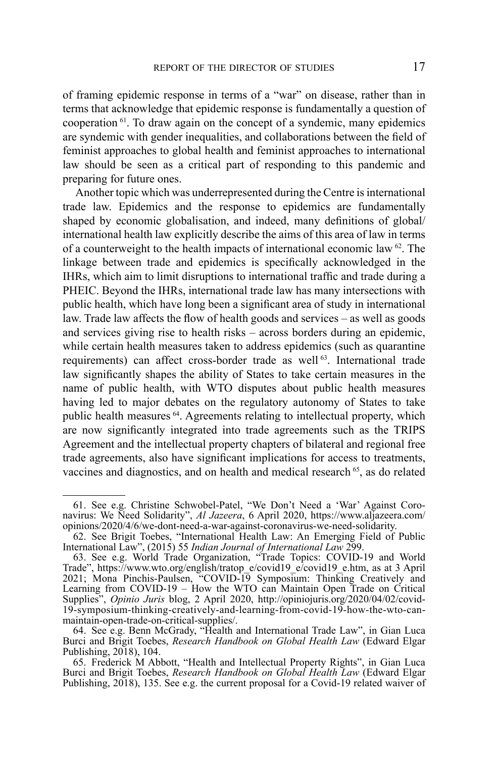of framing epidemic response in terms of a "war" on disease, rather than in terms that acknowledge that epidemic response is fundamentally a question of cooperation [61]. To draw again on the concept of a syndemic, many epidemics are syndemic with gender inequalities, and collaborations between the field of feminist approaches to global health and feminist approaches to international law should be seen as a critical part of responding to this pandemic and preparing for future ones.

Another topic which was underrepresented during the Centre is international trade law. Epidemics and the response to epidemics are fundamentally shaped by economic globalisation, and indeed, many definitions of global/international health law explicitly describe the aims of this area of law in terms of a counterweight to the health impacts of international economic law [62]. The linkage between trade and epidemics is specifically acknowledged in the IHRs, which aim to limit disruptions to international traffic and trade during a PHEIC. Beyond the IHRs, international trade law has many intersections with public health, which have long been a significant area of study in international law. Trade law affects the flow of health goods and services – as well as goods and services giving rise to health risks – across borders during an epidemic, while certain health measures taken to address epidemics (such as quarantine requirements) can affect cross-border trade as well [63]. International trade law significantly shapes the ability of States to take certain measures in the name of public health, with WTO disputes about public health measures having led to major debates on the regulatory autonomy of States to take public health measures [64]. Agreements relating to intellectual property, which are now significantly integrated into trade agreements such as the TRIPS Agreement and the intellectual property chapters of bilateral and regional free trade agreements, also have significant implications for access to treatments, vaccines and diagnostics, and on health and medical research [65], as do related

---

61. See e.g. Christine Schwobel-Patel, "We Don't Need a 'War' Against Coronavirus: We Need Solidarity", *Al Jazeera*, 6 April 2020, https://www.aljazeera.com/opinions/2020/4/6/we-dont-need-a-war-against-coronavirus-we-need-solidarity.

62. See Brigit Toebes, "International Health Law: An Emerging Field of Public International Law", (2015) 55 *Indian Journal of International Law* 299.

63. See e.g. World Trade Organization, "Trade Topics: COVID-19 and World Trade", https://www.wto.org/english/tratop_e/covid19_e/covid19_e.htm, as at 3 April 2021; Mona Pinchis-Paulsen, "COVID-19 Symposium: Thinking Creatively and Learning from COVID-19 – How the WTO can Maintain Open Trade on Critical Supplies", *Opinio Juris* blog, 2 April 2020, http://opiniojuris.org/2020/04/02/covid-19-symposium-thinking-creatively-and-learning-from-covid-19-how-the-wto-can-maintain-open-trade-on-critical-supplies/.

64. See e.g. Benn McGrady, "Health and International Trade Law", in Gian Luca Burci and Brigit Toebes, *Research Handbook on Global Health Law* (Edward Elgar Publishing, 2018), 104.

65. Frederick M Abbott, "Health and Intellectual Property Rights", in Gian Luca Burci and Brigit Toebes, *Research Handbook on Global Health Law* (Edward Elgar Publishing, 2018), 135. See e.g. the current proposal for a Covid-19 related waiver of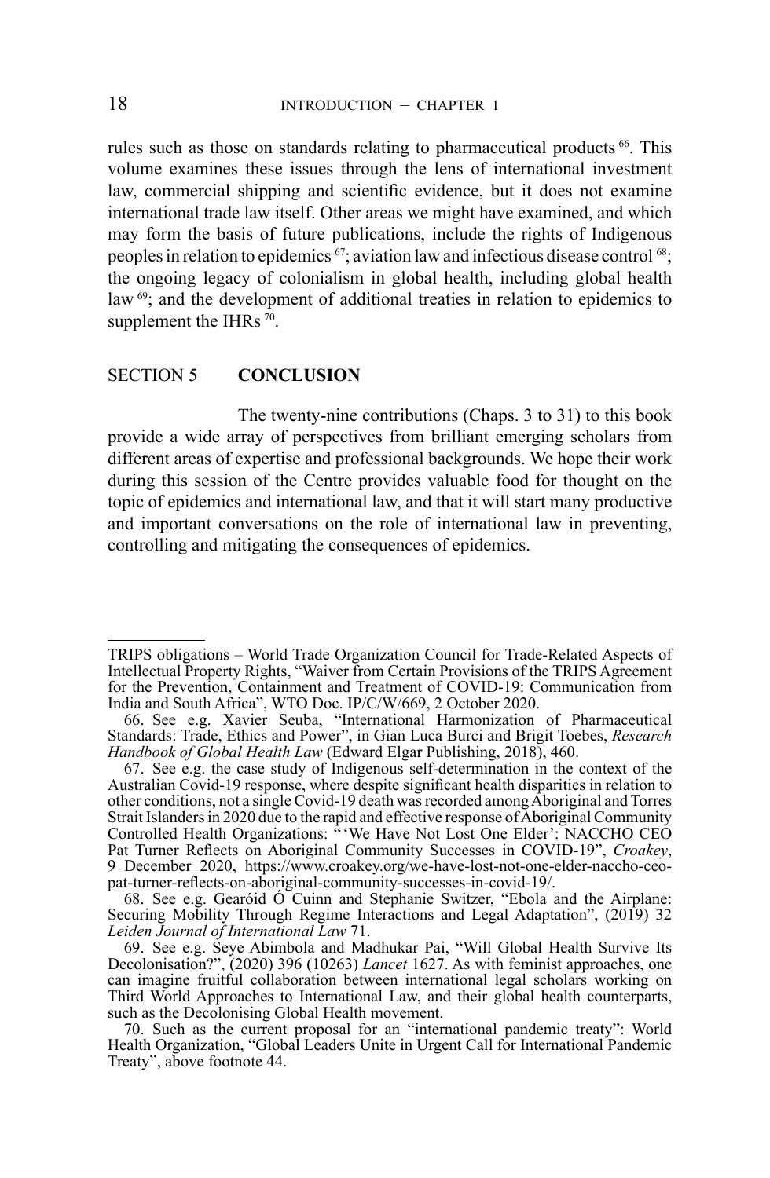rules such as those on standards relating to pharmaceutical products [66]. This volume examines these issues through the lens of international investment law, commercial shipping and scientific evidence, but it does not examine international trade law itself. Other areas we might have examined, and which may form the basis of future publications, include the rights of Indigenous peoples in relation to epidemics [67]; aviation law and infectious disease control [68]; the ongoing legacy of colonialism in global health, including global health law [69]; and the development of additional treaties in relation to epidemics to supplement the IHRs [70].

## SECTION 5 CONCLUSION

The twenty-nine contributions (Chaps. 3 to 31) to this book provide a wide array of perspectives from brilliant emerging scholars from different areas of expertise and professional backgrounds. We hope their work during this session of the Centre provides valuable food for thought on the topic of epidemics and international law, and that it will start many productive and important conversations on the role of international law in preventing, controlling and mitigating the consequences of epidemics.

---

TRIPS obligations – World Trade Organization Council for Trade-Related Aspects of Intellectual Property Rights, "Waiver from Certain Provisions of the TRIPS Agreement for the Prevention, Containment and Treatment of COVID-19: Communication from India and South Africa", WTO Doc. IP/C/W/669, 2 October 2020.

66. See e.g. Xavier Seuba, "International Harmonization of Pharmaceutical Standards: Trade, Ethics and Power", in Gian Luca Burci and Brigit Toebes, *Research Handbook of Global Health Law* (Edward Elgar Publishing, 2018), 460.

67. See e.g. the case study of Indigenous self-determination in the context of the Australian Covid-19 response, where despite significant health disparities in relation to other conditions, not a single Covid-19 death was recorded among Aboriginal and Torres Strait Islanders in 2020 due to the rapid and effective response of Aboriginal Community Controlled Health Organizations: "'We Have Not Lost One Elder': NACCHO CEO Pat Turner Reflects on Aboriginal Community Successes in COVID-19", *Croakey*, 9 December 2020, https://www.croakey.org/we-have-lost-not-one-elder-naccho-ceo-pat-turner-reflects-on-aboriginal-community-successes-in-covid-19/.

68. See e.g. Gearóid Ó Cuinn and Stephanie Switzer, "Ebola and the Airplane: Securing Mobility Through Regime Interactions and Legal Adaptation", (2019) 32 *Leiden Journal of International Law* 71.

69. See e.g. Seye Abimbola and Madhukar Pai, "Will Global Health Survive Its Decolonisation?", (2020) 396 (10263) *Lancet* 1627. As with feminist approaches, one can imagine fruitful collaboration between international legal scholars working on Third World Approaches to International Law, and their global health counterparts, such as the Decolonising Global Health movement.

70. Such as the current proposal for an "international pandemic treaty": World Health Organization, "Global Leaders Unite in Urgent Call for International Pandemic Treaty", above footnote 44.